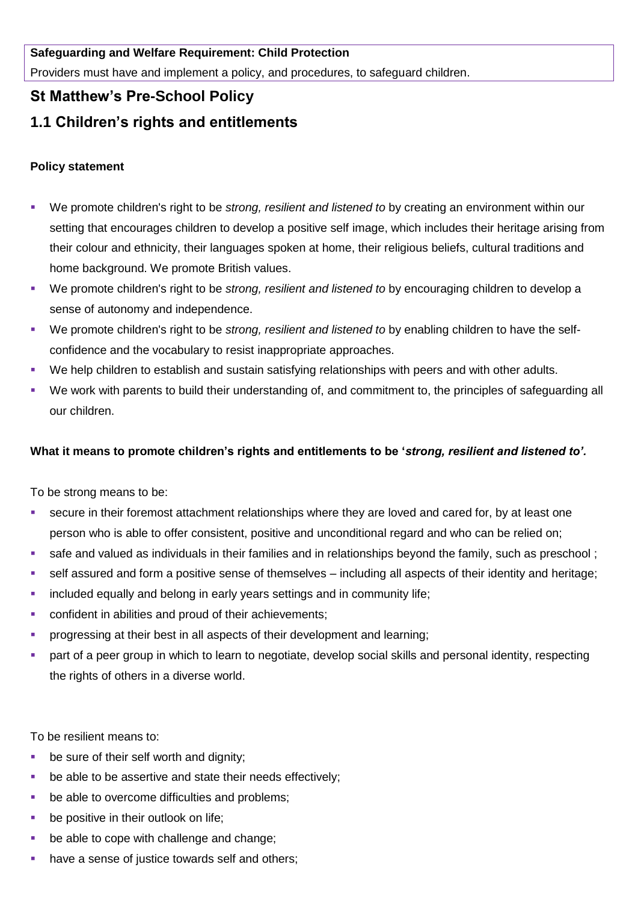**Safeguarding and Welfare Requirement: Child Protection**

Providers must have and implement a policy, and procedures, to safeguard children.

## St Matthew's Pre-School Policy

## 1.1 Children's rights and entitlements

**Policy statement**

- We promote children's right to be *strong, resilient and listened to* by creating an environment within our setting that encourages children to develop a positive self image, which includes their heritage arising from their colour and ethnicity, their languages spoken at home, their religious beliefs, cultural traditions and home background. We promote British values.
- We promote children's right to be *strong, resilient and listened to* by encouraging children to develop a sense of autonomy and independence.
- We promote children's right to be *strong, resilient and listened to* by enabling children to have the self-confidence and the vocabulary to resist inappropriate approaches.
- We help children to establish and sustain satisfying relationships with peers and with other adults.
- We work with parents to build their understanding of, and commitment to, the principles of safeguarding all our children.

**What it means to promote children's rights and entitlements to be '*strong, resilient and listened to'.***

To be strong means to be:

- secure in their foremost attachment relationships where they are loved and cared for, by at least one person who is able to offer consistent, positive and unconditional regard and who can be relied on;
- safe and valued as individuals in their families and in relationships beyond the family, such as preschool ;
- self assured and form a positive sense of themselves – including all aspects of their identity and heritage;
- included equally and belong in early years settings and in community life;
- confident in abilities and proud of their achievements;
- progressing at their best in all aspects of their development and learning;
- part of a peer group in which to learn to negotiate, develop social skills and personal identity, respecting the rights of others in a diverse world.

To be resilient means to:

- be sure of their self worth and dignity;
- be able to be assertive and state their needs effectively;
- be able to overcome difficulties and problems;
- be positive in their outlook on life;
- be able to cope with challenge and change;
- have a sense of justice towards self and others;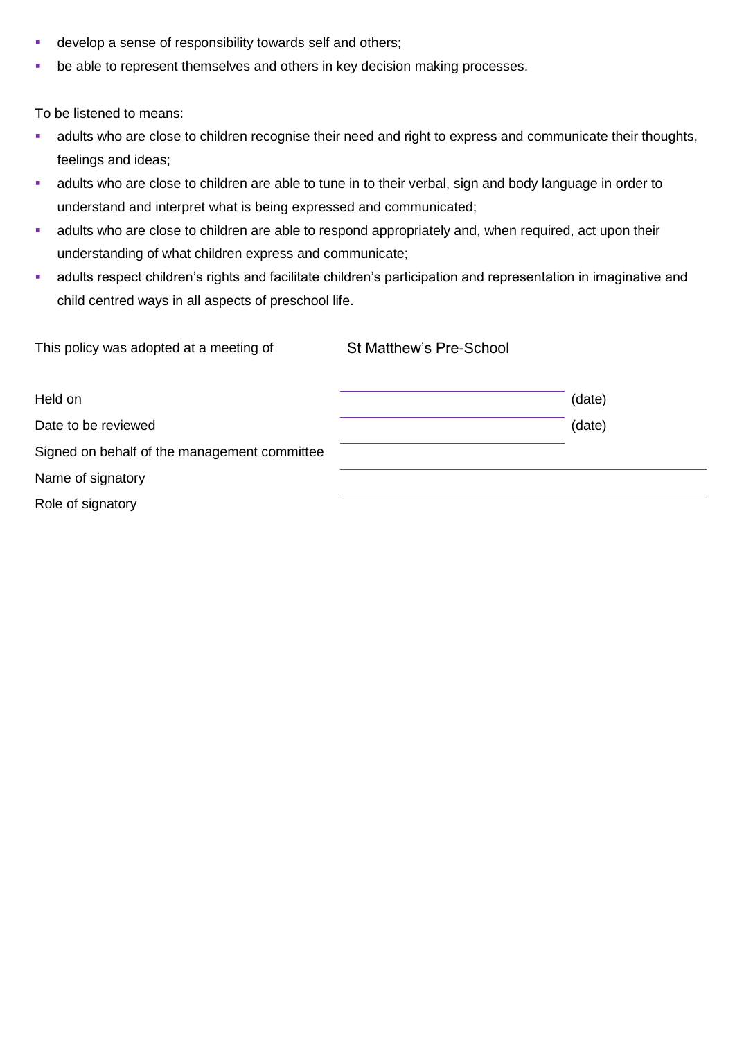- develop a sense of responsibility towards self and others;
- be able to represent themselves and others in key decision making processes.

To be listened to means:

- adults who are close to children recognise their need and right to express and communicate their thoughts, feelings and ideas;
- adults who are close to children are able to tune in to their verbal, sign and body language in order to understand and interpret what is being expressed and communicated;
- adults who are close to children are able to respond appropriately and, when required, act upon their understanding of what children express and communicate;
- adults respect children's rights and facilitate children's participation and representation in imaginative and child centred ways in all aspects of preschool life.

| | | |
|---|---|---|
| This policy was adopted at a meeting of | St Matthew's Pre-School | |
| Held on | | (date) |
| Date to be reviewed | | (date) |
| Signed on behalf of the management committee | | |
| Name of signatory | | |
| Role of signatory | | |